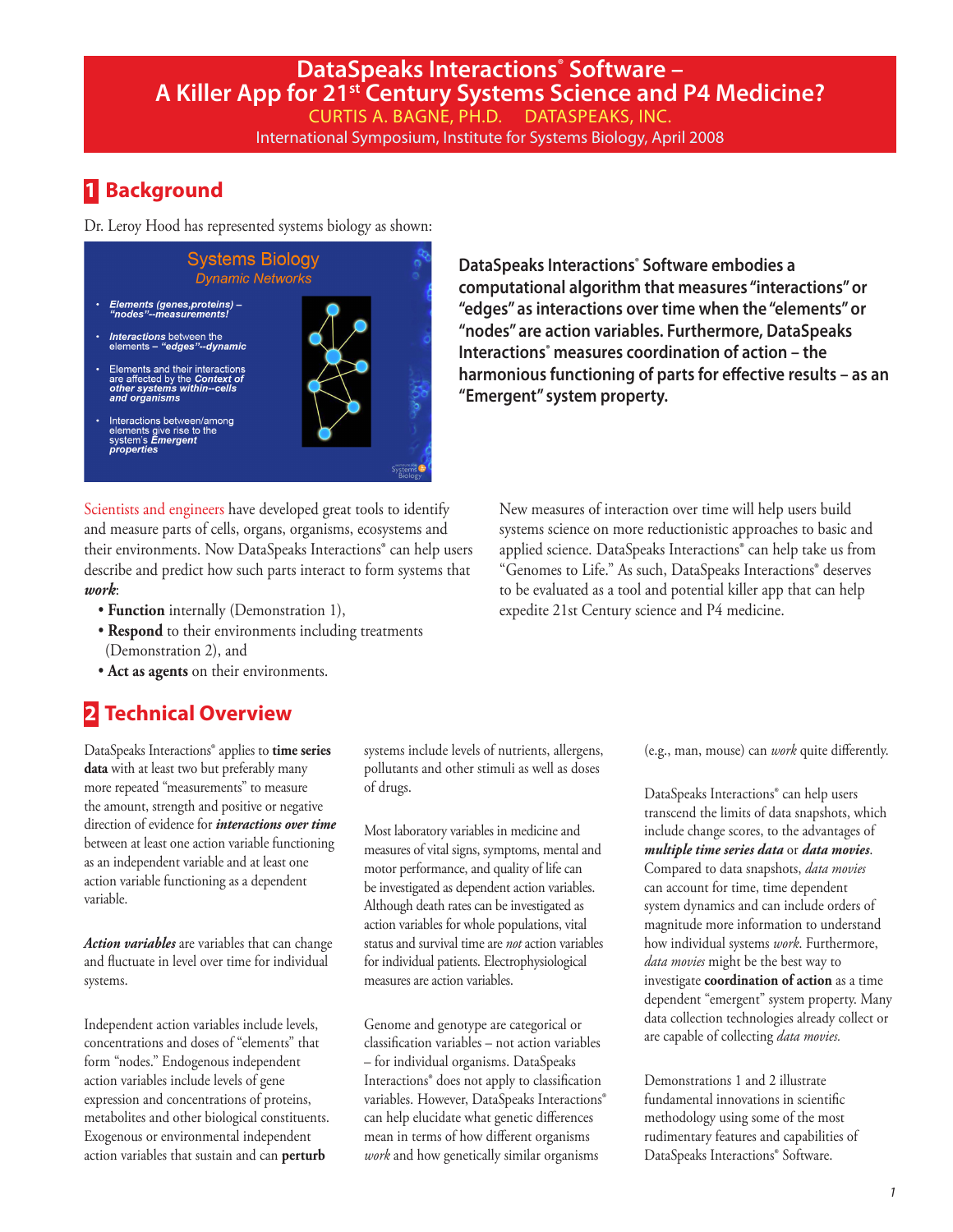# DataSpeaks Interactions® Software – A Killer App for 21st Century Systems Science and P4 Medicine?

CURTIS A. BAGNE, PH.D.  DATASPEAKS, INC.

International Symposium, Institute for Systems Biology, April 2008

## 1 Background

Dr. Leroy Hood has represented systems biology as shown:

**DataSpeaks Interactions® Software embodies a computational algorithm that measures "interactions" or "edges" as interactions over time when the "elements" or "nodes" are action variables. Furthermore, DataSpeaks Interactions® measures coordination of action – the harmonious functioning of parts for effective results – as an "Emergent" system property.**

Scientists and engineers have developed great tools to identify and measure parts of cells, organs, organisms, ecosystems and their environments. Now DataSpeaks Interactions® can help users describe and predict how such parts interact to form systems that ***work***:

- **Function** internally (Demonstration 1),
- **Respond** to their environments including treatments (Demonstration 2), and
- **Act as agents** on their environments.

New measures of interaction over time will help users build systems science on more reductionistic approaches to basic and applied science. DataSpeaks Interactions® can help take us from "Genomes to Life." As such, DataSpeaks Interactions® deserves to be evaluated as a tool and potential killer app that can help expedite 21st Century science and P4 medicine.

## 2 Technical Overview

DataSpeaks Interactions® applies to **time series data** with at least two but preferably many more repeated "measurements" to measure the amount, strength and positive or negative direction of evidence for ***interactions over time*** between at least one action variable functioning as an independent variable and at least one action variable functioning as a dependent variable.

***Action variables*** are variables that can change and fluctuate in level over time for individual systems.

Independent action variables include levels, concentrations and doses of "elements" that form "nodes." Endogenous independent action variables include levels of gene expression and concentrations of proteins, metabolites and other biological constituents. Exogenous or environmental independent action variables that sustain and can **perturb** systems include levels of nutrients, allergens, pollutants and other stimuli as well as doses of drugs.

Most laboratory variables in medicine and measures of vital signs, symptoms, mental and motor performance, and quality of life can be investigated as dependent action variables. Although death rates can be investigated as action variables for whole populations, vital status and survival time are *not* action variables for individual patients. Electrophysiological measures are action variables.

Genome and genotype are categorical or classification variables – not action variables – for individual organisms. DataSpeaks Interactions® does not apply to classification variables. However, DataSpeaks Interactions® can help elucidate what genetic differences mean in terms of how different organisms *work* and how genetically similar organisms (e.g., man, mouse) can *work* quite differently.

DataSpeaks Interactions® can help users transcend the limits of data snapshots, which include change scores, to the advantages of ***multiple time series data*** or ***data movies***. Compared to data snapshots, *data movies* can account for time, time dependent system dynamics and can include orders of magnitude more information to understand how individual systems *work*. Furthermore, *data movies* might be the best way to investigate **coordination of action** as a time dependent "emergent" system property. Many data collection technologies already collect or are capable of collecting *data movies.*

Demonstrations 1 and 2 illustrate fundamental innovations in scientific methodology using some of the most rudimentary features and capabilities of DataSpeaks Interactions® Software.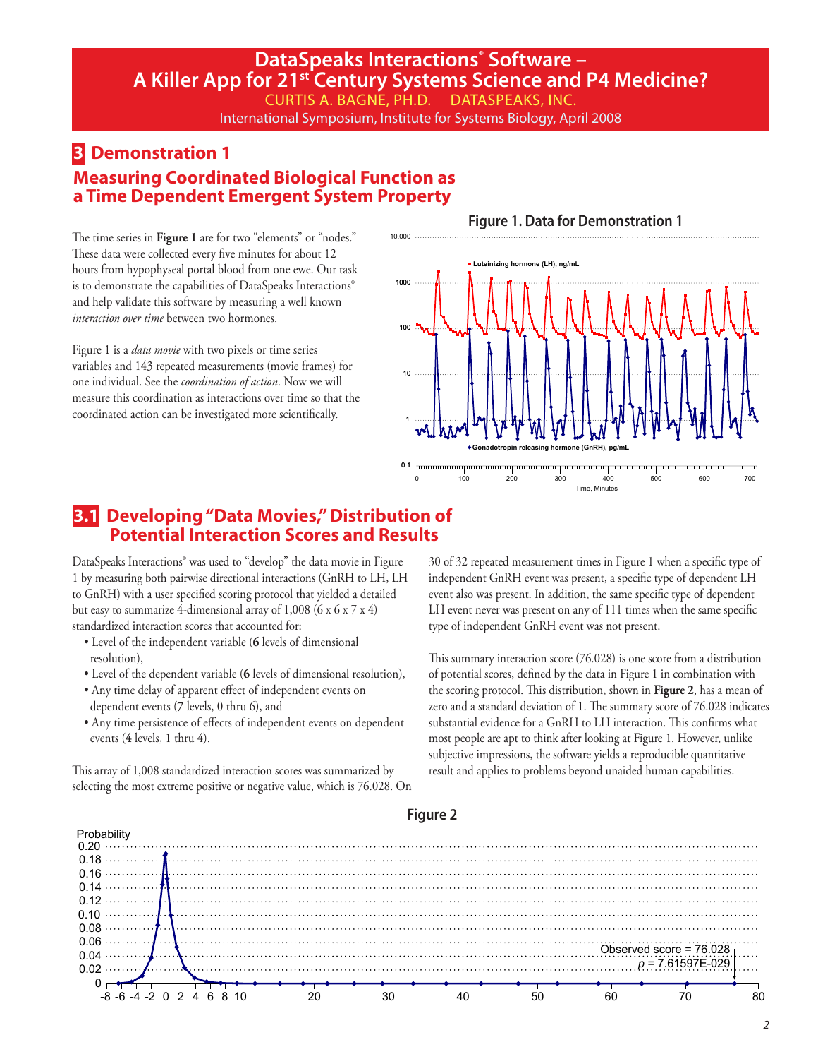## 3 Demonstration 1

### Measuring Coordinated Biological Function as a Time Dependent Emergent System Property

The time series in **Figure 1** are for two "elements" or "nodes." These data were collected every five minutes for about 12 hours from hypophyseal portal blood from one ewe. Our task is to demonstrate the capabilities of DataSpeaks Interactions® and help validate this software by measuring a well known *interaction over time* between two hormones.

Figure 1 is a *data movie* with two pixels or time series variables and 143 repeated measurements (movie frames) for one individual. See the *coordination of action*. Now we will measure this coordination as interactions over time so that the coordinated action can be investigated more scientifically.

**Figure 1. Data for Demonstration 1**

## 3.1 Developing "Data Movies," Distribution of Potential Interaction Scores and Results

DataSpeaks Interactions® was used to "develop" the data movie in Figure 1 by measuring both pairwise directional interactions (GnRH to LH, LH to GnRH) with a user specified scoring protocol that yielded a detailed but easy to summarize 4-dimensional array of 1,008 (6 x 6 x 7 x 4) standardized interaction scores that accounted for:

- Level of the independent variable (**6** levels of dimensional resolution),
- Level of the dependent variable (**6** levels of dimensional resolution),
- Any time delay of apparent effect of independent events on dependent events (**7** levels, 0 thru 6), and
- Any time persistence of effects of independent events on dependent events (**4** levels, 1 thru 4).

This array of 1,008 standardized interaction scores was summarized by selecting the most extreme positive or negative value, which is 76.028. On 30 of 32 repeated measurement times in Figure 1 when a specific type of independent GnRH event was present, a specific type of dependent LH event also was present. In addition, the same specific type of dependent LH event never was present on any of 111 times when the same specific type of independent GnRH event was not present.

This summary interaction score (76.028) is one score from a distribution of potential scores, defined by the data in Figure 1 in combination with the scoring protocol. This distribution, shown in **Figure 2**, has a mean of zero and a standard deviation of 1. The summary score of 76.028 indicates substantial evidence for a GnRH to LH interaction. This confirms what most people are apt to think after looking at Figure 1. However, unlike subjective impressions, the software yields a reproducible quantitative result and applies to problems beyond unaided human capabilities.

**Figure 2**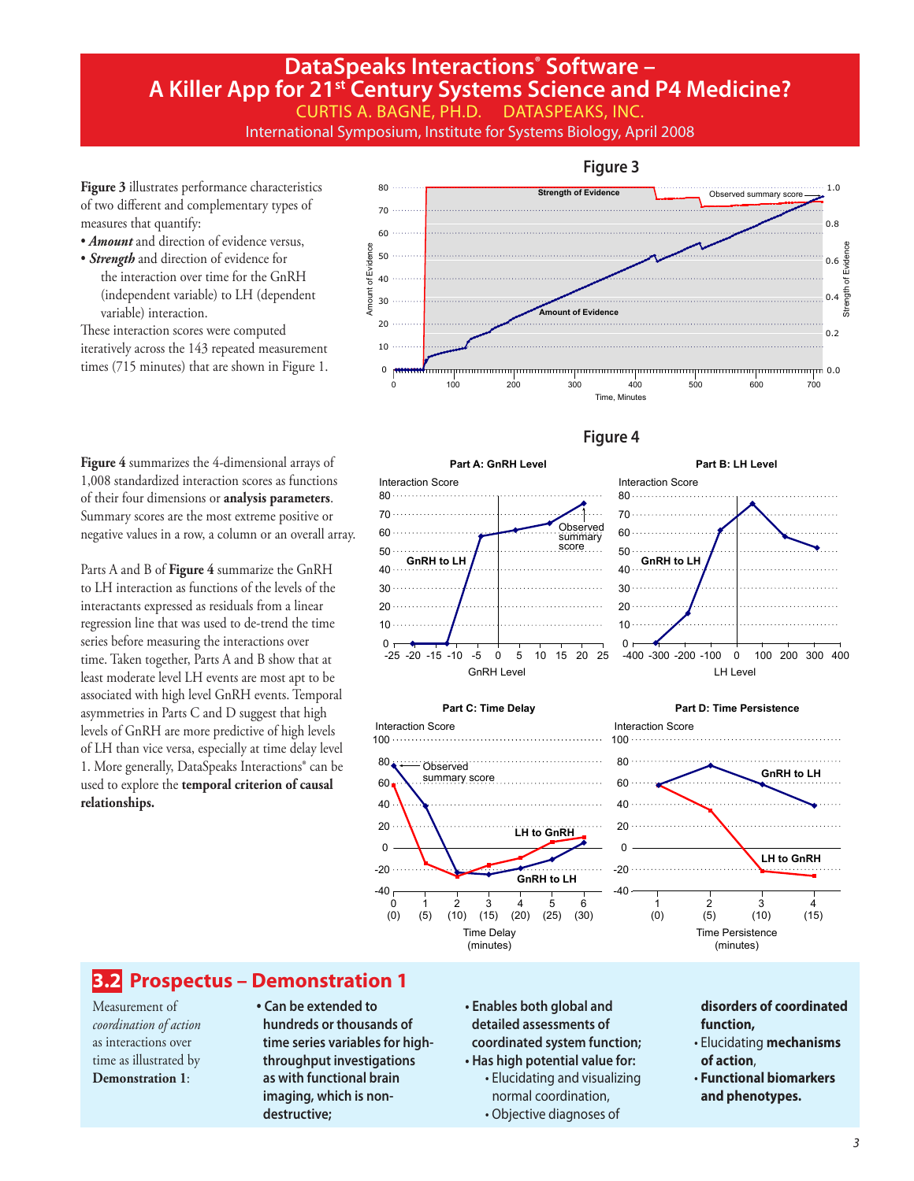# DataSpeaks Interactions® Software – A Killer App for 21st Century Systems Science and P4 Medicine?

CURTIS A. BAGNE, PH.D. DATASPEAKS, INC.

International Symposium, Institute for Systems Biology, April 2008

**Figure 3** illustrates performance characteristics of two different and complementary types of measures that quantify:

- ***Amount*** and direction of evidence versus,
- ***Strength*** and direction of evidence for the interaction over time for the GnRH (independent variable) to LH (dependent variable) interaction.

These interaction scores were computed iteratively across the 143 repeated measurement times (715 minutes) that are shown in Figure 1.

**Figure 3**

**Figure 4** summarizes the 4-dimensional arrays of 1,008 standardized interaction scores as functions of their four dimensions or **analysis parameters**. Summary scores are the most extreme positive or negative values in a row, a column or an overall array.

Parts A and B of **Figure 4** summarize the GnRH to LH interaction as functions of the levels of the interactants expressed as residuals from a linear regression line that was used to de-trend the time series before measuring the interactions over time. Taken together, Parts A and B show that at least moderate level LH events are most apt to be associated with high level GnRH events. Temporal asymmetries in Parts C and D suggest that high levels of GnRH are more predictive of high levels of LH than vice versa, especially at time delay level 1. More generally, DataSpeaks Interactions® can be used to explore the **temporal criterion of causal relationships.**

**Figure 4**

## 3.2 Prospectus – Demonstration 1

Measurement of *coordination of action* as interactions over time as illustrated by **Demonstration 1**:

- **Can be extended to hundreds or thousands of time series variables for high-throughput investigations as with functional brain imaging, which is non-destructive;**
- **Enables both global and detailed assessments of coordinated system function;**
- **Has high potential value for:**
  - Elucidating and visualizing normal coordination,
  - Objective diagnoses of **disorders of coordinated function,**
  - Elucidating **mechanisms of action**,
  - **Functional biomarkers and phenotypes.**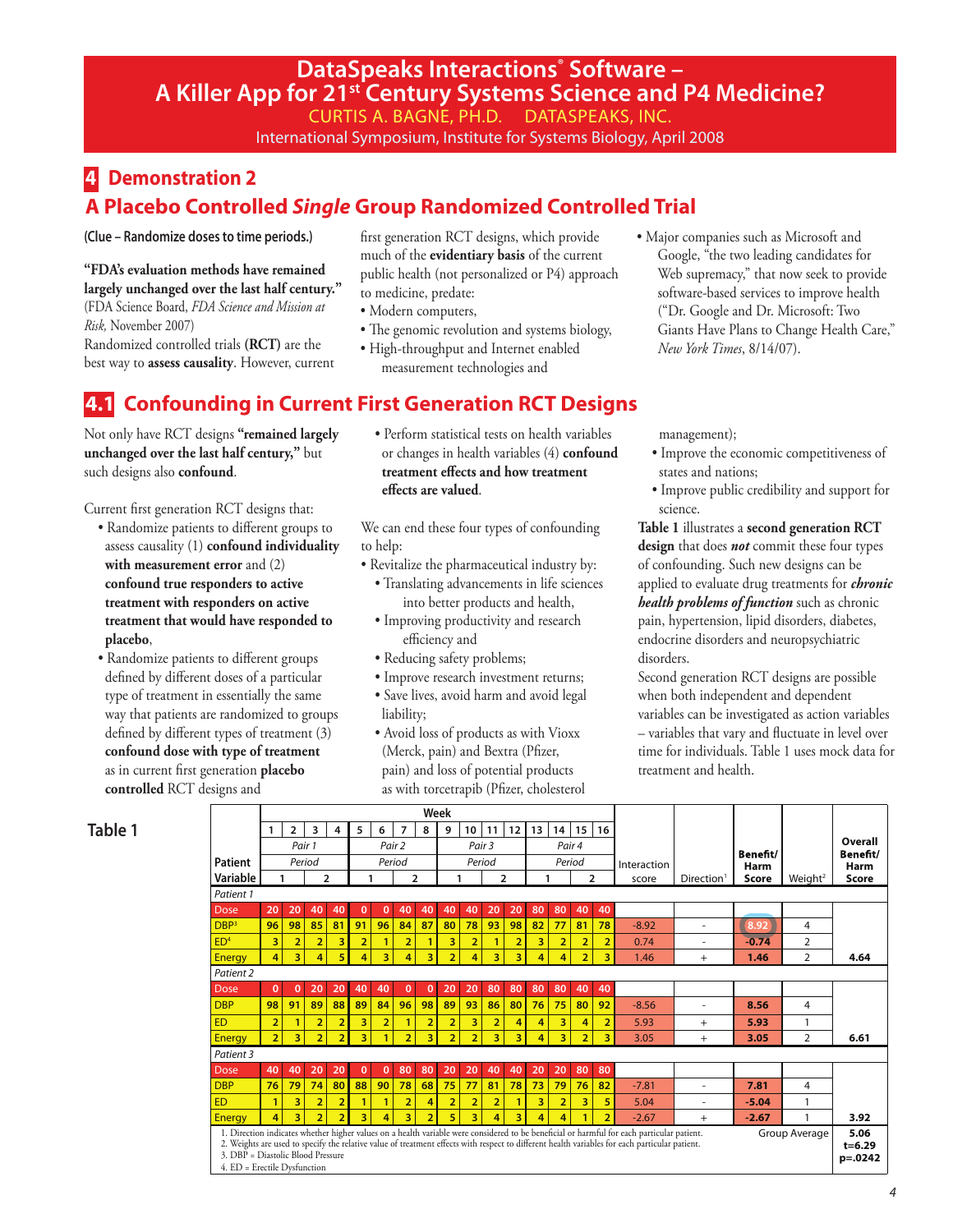# DataSpeaks Interactions® Software – A Killer App for 21st Century Systems Science and P4 Medicine?

CURTIS A. BAGNE, PH.D.    DATASPEAKS, INC.

International Symposium, Institute for Systems Biology, April 2008

## 4 Demonstration 2

## A Placebo Controlled *Single* Group Randomized Controlled Trial

**(Clue – Randomize doses to time periods.)**

**"FDA's evaluation methods have remained largely unchanged over the last half century."** (FDA Science Board, *FDA Science and Mission at Risk,* November 2007)

Randomized controlled trials **(RCT)** are the best way to **assess causality**. However, current first generation RCT designs, which provide much of the **evidentiary basis** of the current public health (not personalized or P4) approach to medicine, predate:

- Modern computers,
- The genomic revolution and systems biology,
- High-throughput and Internet enabled measurement technologies and
- Major companies such as Microsoft and Google, "the two leading candidates for Web supremacy," that now seek to provide software-based services to improve health ("Dr. Google and Dr. Microsoft: Two Giants Have Plans to Change Health Care," *New York Times*, 8/14/07).

## 4.1 Confounding in Current First Generation RCT Designs

Not only have RCT designs **"remained largely unchanged over the last half century,"** but such designs also **confound**.

Current first generation RCT designs that:

- Randomize patients to different groups to assess causality (1) **confound individuality with measurement error** and (2) **confound true responders to active treatment with responders on active treatment that would have responded to placebo**,
- Randomize patients to different groups defined by different doses of a particular type of treatment in essentially the same way that patients are randomized to groups defined by different types of treatment (3) **confound dose with type of treatment** as in current first generation **placebo controlled** RCT designs and
- Perform statistical tests on health variables or changes in health variables (4) **confound treatment effects and how treatment effects are valued**.

We can end these four types of confounding to help:

- Revitalize the pharmaceutical industry by:
  - Translating advancements in life sciences into better products and health,
  - Improving productivity and research efficiency and
  - Reducing safety problems;
  - Improve research investment returns;
  - Save lives, avoid harm and avoid legal liability;
  - Avoid loss of products as with Vioxx (Merck, pain) and Bextra (Pfizer, pain) and loss of potential products as with torcetrapib (Pfizer, cholesterol management);
- Improve the economic competitiveness of states and nations;
- Improve public credibility and support for science.

**Table 1** illustrates a **second generation RCT design** that does ***not*** commit these four types of confounding. Such new designs can be applied to evaluate drug treatments for ***chronic health problems of function*** such as chronic pain, hypertension, lipid disorders, diabetes, endocrine disorders and neuropsychiatric disorders.

Second generation RCT designs are possible when both independent and dependent variables can be investigated as action variables – variables that vary and fluctuate in level over time for individuals. Table 1 uses mock data for treatment and health.

**Table 1**

| Patient Variable | Week 1 | 2 | 3 | 4 | 5 | 6 | 7 | 8 | 9 | 10 | 11 | 12 | 13 | 14 | 15 | 16 | Interaction score | Direction[1] | Benefit/ Harm Score | Weight[2] | Overall Benefit/ Harm Score |
|---|---|---|---|---|---|---|---|---|---|---|---|---|---|---|---|---|---|---|---|---|---|
| | Pair 1 | | | | Pair 2 | | | | Pair 3 | | | | Pair 4 | | | | | | | | |
| | Period 1 | | Period 2 | | Period 1 | | Period 2 | | Period 1 | | Period 2 | | Period 1 | | Period 2 | | | | | | |
| *Patient 1* | | | | | | | | | | | | | | | | | | | | | |
| Dose | 20 | 20 | 40 | 40 | 0 | 0 | 40 | 40 | 40 | 40 | 20 | 20 | 80 | 80 | 40 | 40 | | | | | |
| DBP[3] | 96 | 98 | 85 | 81 | 91 | 96 | 84 | 87 | 80 | 78 | 93 | 98 | 82 | 77 | 81 | 78 | -8.92 | - | 8.92 | 4 | |
| ED[4] | 3 | 2 | 2 | 3 | 2 | 1 | 2 | 1 | 3 | 2 | 1 | 2 | 3 | 2 | 2 | 2 | 0.74 | - | -0.74 | 2 | |
| Energy | 4 | 3 | 4 | 5 | 4 | 3 | 4 | 3 | 2 | 4 | 3 | 3 | 4 | 4 | 2 | 3 | 1.46 | + | 1.46 | 2 | 4.64 |
| *Patient 2* | | | | | | | | | | | | | | | | | | | | | |
| Dose | 0 | 0 | 20 | 20 | 40 | 40 | 0 | 0 | 20 | 20 | 80 | 80 | 80 | 80 | 40 | 40 | | | | | |
| DBP | 98 | 91 | 89 | 88 | 89 | 84 | 96 | 98 | 89 | 93 | 86 | 80 | 76 | 75 | 80 | 92 | -8.56 | - | 8.56 | 4 | |
| ED | 2 | 1 | 2 | 2 | 3 | 2 | 1 | 2 | 2 | 3 | 2 | 4 | 4 | 3 | 4 | 2 | 5.93 | + | 5.93 | 1 | |
| Energy | 2 | 3 | 2 | 2 | 3 | 1 | 2 | 3 | 2 | 2 | 3 | 3 | 4 | 3 | 2 | 3 | 3.05 | + | 3.05 | 2 | 6.61 |
| *Patient 3* | | | | | | | | | | | | | | | | | | | | | |
| Dose | 40 | 40 | 20 | 20 | 0 | 0 | 80 | 80 | 20 | 20 | 40 | 40 | 20 | 20 | 80 | 80 | | | | | |
| DBP | 76 | 79 | 74 | 80 | 88 | 90 | 78 | 68 | 75 | 77 | 81 | 78 | 73 | 79 | 76 | 82 | -7.81 | - | 7.81 | 4 | |
| ED | 1 | 3 | 2 | 2 | 1 | 1 | 2 | 4 | 2 | 2 | 2 | 1 | 3 | 2 | 3 | 5 | 5.04 | - | -5.04 | 1 | |
| Energy | 4 | 3 | 2 | 2 | 3 | 4 | 3 | 2 | 5 | 3 | 4 | 3 | 4 | 4 | 1 | 2 | -2.67 | + | -2.67 | 1 | 3.92 |
| | | | | | | | | | | | | | | | | | | | Group Average | | 5.06 t=6.29 p=.0242 |

1. Direction indicates whether higher values on a health variable were considered to be beneficial or harmful for each particular patient.
2. Weights are used to specify the relative value of treatment effects with respect to different health variables for each particular patient.
3. DBP = Diastolic Blood Pressure
4. ED = Erectile Dysfunction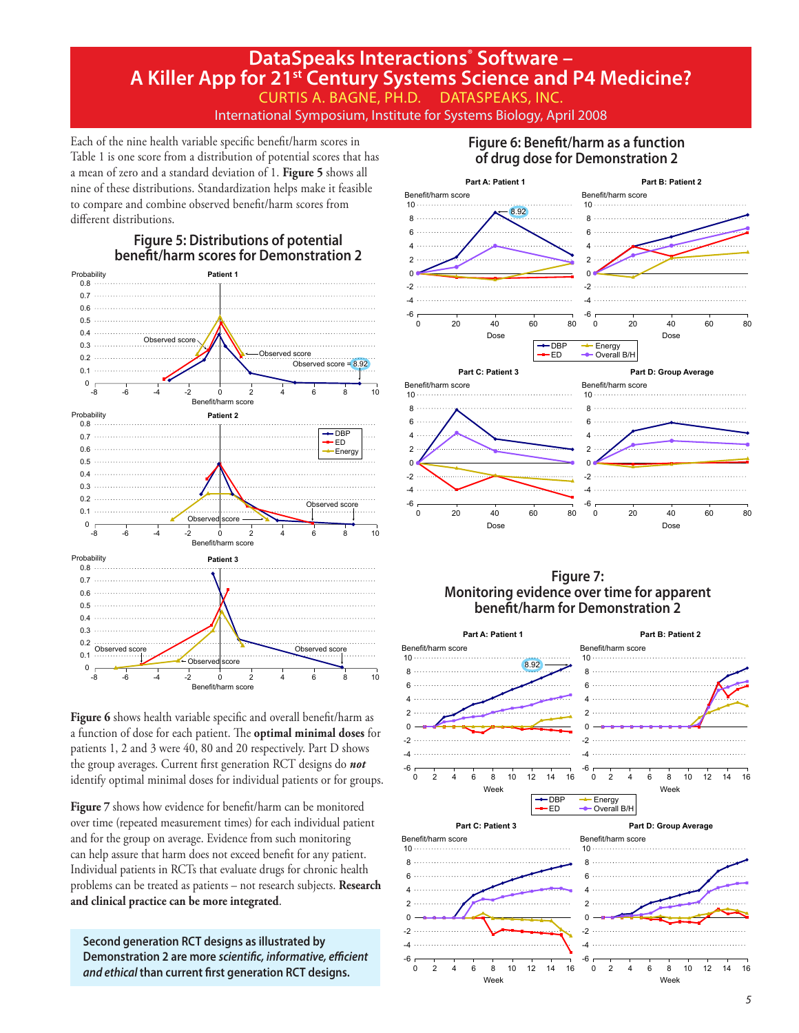# DataSpeaks Interactions® Software – A Killer App for 21st Century Systems Science and P4 Medicine?

CURTIS A. BAGNE, PH.D. DATASPEAKS, INC.

International Symposium, Institute for Systems Biology, April 2008

Each of the nine health variable specific benefit/harm scores in Table 1 is one score from a distribution of potential scores that has a mean of zero and a standard deviation of 1. **Figure 5** shows all nine of these distributions. Standardization helps make it feasible to compare and combine observed benefit/harm scores from different distributions.

## Figure 5: Distributions of potential benefit/harm scores for Demonstration 2

**Figure 6** shows health variable specific and overall benefit/harm as a function of dose for each patient. The **optimal minimal doses** for patients 1, 2 and 3 were 40, 80 and 20 respectively. Part D shows the group averages. Current first generation RCT designs do ***not*** identify optimal minimal doses for individual patients or for groups.

**Figure 7** shows how evidence for benefit/harm can be monitored over time (repeated measurement times) for each individual patient and for the group on average. Evidence from such monitoring can help assure that harm does not exceed benefit for any patient. Individual patients in RCTs that evaluate drugs for chronic health problems can be treated as patients – not research subjects. **Research and clinical practice can be more integrated**.

**Second generation RCT designs as illustrated by Demonstration 2 are more *scientific, informative, efficient and ethical* than current first generation RCT designs.**

## Figure 6: Benefit/harm as a function of drug dose for Demonstration 2

## Figure 7: Monitoring evidence over time for apparent benefit/harm for Demonstration 2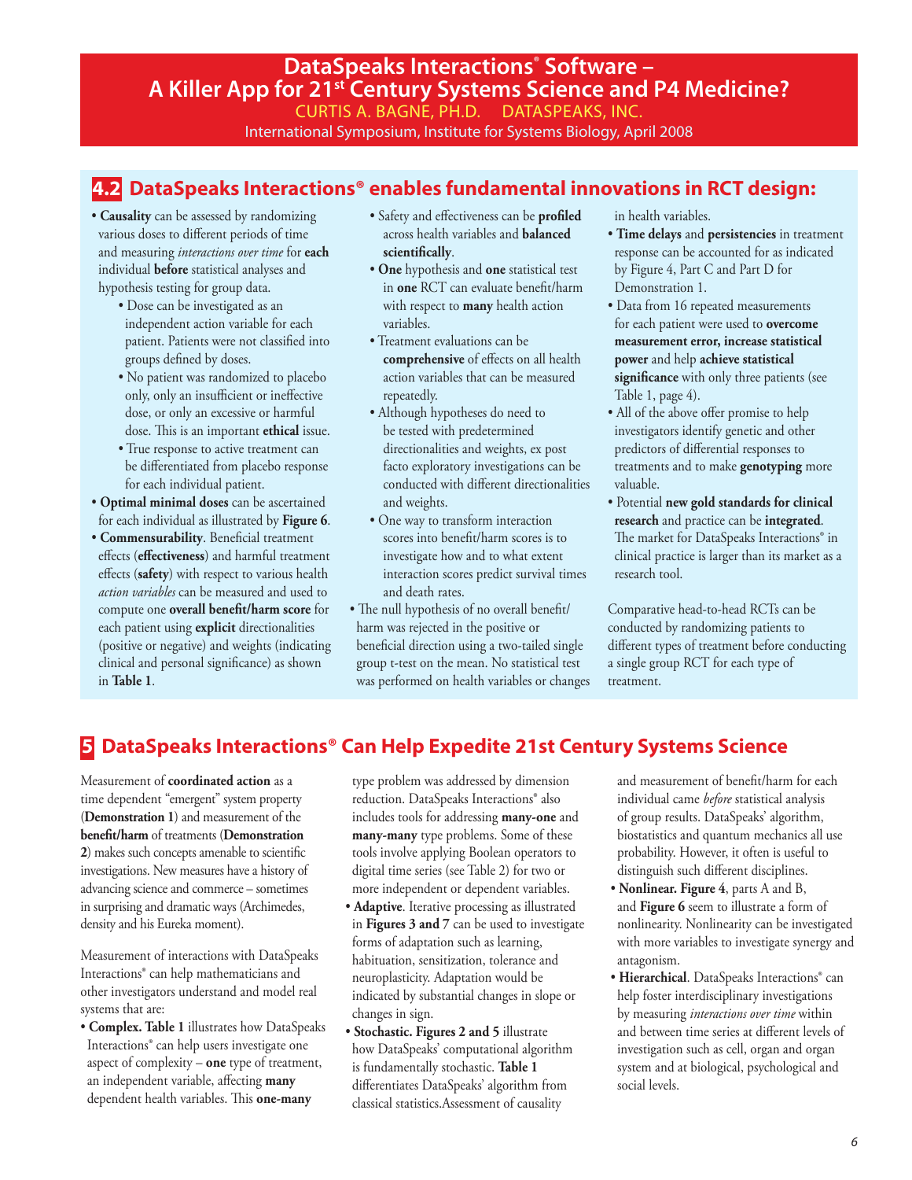# DataSpeaks Interactions® Software – A Killer App for 21st Century Systems Science and P4 Medicine?

CURTIS A. BAGNE, PH.D. DATASPEAKS, INC.

International Symposium, Institute for Systems Biology, April 2008

## 4.2 DataSpeaks Interactions® enables fundamental innovations in RCT design:

- **Causality** can be assessed by randomizing various doses to different periods of time and measuring *interactions over time* for **each** individual **before** statistical analyses and hypothesis testing for group data.
  - Dose can be investigated as an independent action variable for each patient. Patients were not classified into groups defined by doses.
  - No patient was randomized to placebo only, only an insufficient or ineffective dose, or only an excessive or harmful dose. This is an important **ethical** issue.
  - True response to active treatment can be differentiated from placebo response for each individual patient.
- **Optimal minimal doses** can be ascertained for each individual as illustrated by **Figure 6**.
- **Commensurability**. Beneficial treatment effects (**effectiveness**) and harmful treatment effects (**safety**) with respect to various health *action variables* can be measured and used to compute one **overall benefit/harm score** for each patient using **explicit** directionalities (positive or negative) and weights (indicating clinical and personal significance) as shown in **Table 1**.
  - Safety and effectiveness can be **profiled** across health variables and **balanced scientifically**.
  - **One** hypothesis and **one** statistical test in **one** RCT can evaluate benefit/harm with respect to **many** health action variables.
  - Treatment evaluations can be **comprehensive** of effects on all health action variables that can be measured repeatedly.
  - Although hypotheses do need to be tested with predetermined directionalities and weights, ex post facto exploratory investigations can be conducted with different directionalities and weights.
  - One way to transform interaction scores into benefit/harm scores is to investigate how and to what extent interaction scores predict survival times and death rates.
- The null hypothesis of no overall benefit/harm was rejected in the positive or beneficial direction using a two-tailed single group t-test on the mean. No statistical test was performed on health variables or changes in health variables.
- **Time delays** and **persistencies** in treatment response can be accounted for as indicated by Figure 4, Part C and Part D for Demonstration 1.
- Data from 16 repeated measurements for each patient were used to **overcome measurement error, increase statistical power** and help **achieve statistical significance** with only three patients (see Table 1, page 4).
- All of the above offer promise to help investigators identify genetic and other predictors of differential responses to treatments and to make **genotyping** more valuable.
- Potential **new gold standards for clinical research** and practice can be **integrated**. The market for DataSpeaks Interactions® in clinical practice is larger than its market as a research tool.

Comparative head-to-head RCTs can be conducted by randomizing patients to different types of treatment before conducting a single group RCT for each type of treatment.

## 5 DataSpeaks Interactions® Can Help Expedite 21st Century Systems Science

Measurement of **coordinated action** as a time dependent "emergent" system property (**Demonstration 1**) and measurement of the **benefit/harm** of treatments (**Demonstration 2**) makes such concepts amenable to scientific investigations. New measures have a history of advancing science and commerce – sometimes in surprising and dramatic ways (Archimedes, density and his Eureka moment).

Measurement of interactions with DataSpeaks Interactions® can help mathematicians and other investigators understand and model real systems that are:

- **Complex. Table 1** illustrates how DataSpeaks Interactions® can help users investigate one aspect of complexity – **one** type of treatment, an independent variable, affecting **many** dependent health variables. This **one-many** type problem was addressed by dimension reduction. DataSpeaks Interactions® also includes tools for addressing **many-one** and **many-many** type problems. Some of these tools involve applying Boolean operators to digital time series (see Table 2) for two or more independent or dependent variables.
- **Adaptive**. Iterative processing as illustrated in **Figures 3 and 7** can be used to investigate forms of adaptation such as learning, habituation, sensitization, tolerance and neuroplasticity. Adaptation would be indicated by substantial changes in slope or changes in sign.
- **Stochastic. Figures 2 and 5** illustrate how DataSpeaks' computational algorithm is fundamentally stochastic. **Table 1** differentiates DataSpeaks' algorithm from classical statistics.Assessment of causality and measurement of benefit/harm for each individual came *before* statistical analysis of group results. DataSpeaks' algorithm, biostatistics and quantum mechanics all use probability. However, it often is useful to distinguish such different disciplines.
- **Nonlinear. Figure 4**, parts A and B, and **Figure 6** seem to illustrate a form of nonlinearity. Nonlinearity can be investigated with more variables to investigate synergy and antagonism.
- **Hierarchical**. DataSpeaks Interactions® can help foster interdisciplinary investigations by measuring *interactions over time* within and between time series at different levels of investigation such as cell, organ and organ system and at biological, psychological and social levels.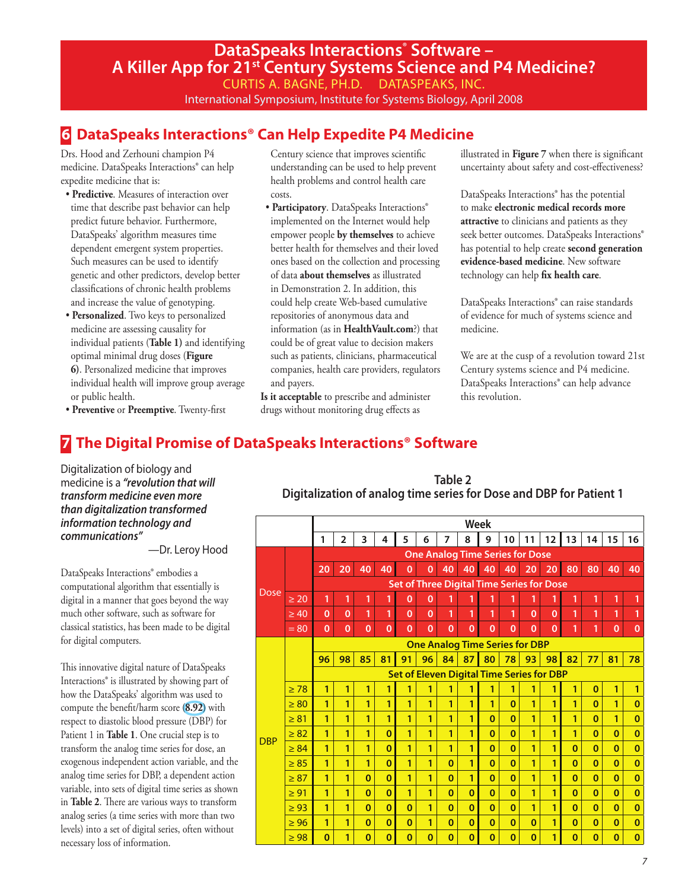# DataSpeaks Interactions® Software – A Killer App for 21st Century Systems Science and P4 Medicine?

CURTIS A. BAGNE, PH.D. DATASPEAKS, INC.

International Symposium, Institute for Systems Biology, April 2008

## 6 DataSpeaks Interactions® Can Help Expedite P4 Medicine

Drs. Hood and Zerhouni champion P4 medicine. DataSpeaks Interactions® can help expedite medicine that is:

- **Predictive**. Measures of interaction over time that describe past behavior can help predict future behavior. Furthermore, DataSpeaks' algorithm measures time dependent emergent system properties. Such measures can be used to identify genetic and other predictors, develop better classifications of chronic health problems and increase the value of genotyping.
- **Personalized**. Two keys to personalized medicine are assessing causality for individual patients (**Table 1**) and identifying optimal minimal drug doses (**Figure 6**). Personalized medicine that improves individual health will improve group average or public health.
- **Preventive** or **Preemptive**. Twenty-first Century science that improves scientific understanding can be used to help prevent health problems and control health care costs.
- **Participatory**. DataSpeaks Interactions® implemented on the Internet would help empower people **by themselves** to achieve better health for themselves and their loved ones based on the collection and processing of data **about themselves** as illustrated in Demonstration 2. In addition, this could help create Web-based cumulative repositories of anonymous data and information (as in **HealthVault.com**?) that could be of great value to decision makers such as patients, clinicians, pharmaceutical companies, health care providers, regulators and payers.

**Is it acceptable** to prescribe and administer drugs without monitoring drug effects as illustrated in **Figure 7** when there is significant uncertainty about safety and cost-effectiveness?

DataSpeaks Interactions® has the potential to make **electronic medical records more attractive** to clinicians and patients as they seek better outcomes. DataSpeaks Interactions® has potential to help create **second generation evidence-based medicine**. New software technology can help **fix health care**.

DataSpeaks Interactions® can raise standards of evidence for much of systems science and medicine.

We are at the cusp of a revolution toward 21st Century systems science and P4 medicine. DataSpeaks Interactions® can help advance this revolution.

## 7 The Digital Promise of DataSpeaks Interactions® Software

Digitalization of biology and medicine is a ***"revolution that will transform medicine even more than digitalization transformed information technology and communications"***

—Dr. Leroy Hood

DataSpeaks Interactions® embodies a computational algorithm that essentially is digital in a manner that goes beyond the way much other software, such as software for classical statistics, has been made to be digital for digital computers.

This innovative digital nature of DataSpeaks Interactions® is illustrated by showing part of how the DataSpeaks' algorithm was used to compute the benefit/harm score (8.92) with respect to diastolic blood pressure (DBP) for Patient 1 in **Table 1**. One crucial step is to transform the analog time series for dose, an exogenous independent action variable, and the analog time series for DBP, a dependent action variable, into sets of digital time series as shown in **Table 2**. There are various ways to transform analog series (a time series with more than two levels) into a set of digital series, often without necessary loss of information.

**Table 2**
**Digitalization of analog time series for Dose and DBP for Patient 1**

| | | Week | | | | | | | | | | | | | | | |
|---|---|---|---|---|---|---|---|---|---|---|---|---|---|---|---|---|---|
| | | 1 | 2 | 3 | 4 | 5 | 6 | 7 | 8 | 9 | 10 | 11 | 12 | 13 | 14 | 15 | 16 |
| Dose | | One Analog Time Series for Dose | | | | | | | | | | | | | | | |
| | | 20 | 20 | 40 | 40 | 0 | 0 | 40 | 40 | 40 | 40 | 20 | 20 | 80 | 80 | 40 | 40 |
| | | Set of Three Digital Time Series for Dose | | | | | | | | | | | | | | | |
| | ≥ 20 | 1 | 1 | 1 | 1 | 0 | 0 | 1 | 1 | 1 | 1 | 1 | 1 | 1 | 1 | 1 | 1 |
| | ≥ 40 | 0 | 0 | 1 | 1 | 0 | 0 | 1 | 1 | 1 | 1 | 0 | 0 | 1 | 1 | 1 | 1 |
| | = 80 | 0 | 0 | 0 | 0 | 0 | 0 | 0 | 0 | 0 | 0 | 0 | 0 | 1 | 1 | 0 | 0 |
| DBP | | One Analog Time Series for DBP | | | | | | | | | | | | | | | |
| | | 96 | 98 | 85 | 81 | 91 | 96 | 84 | 87 | 80 | 78 | 93 | 98 | 82 | 77 | 81 | 78 |
| | | Set of Eleven Digital Time Series for DBP | | | | | | | | | | | | | | | |
| | ≥ 78 | 1 | 1 | 1 | 1 | 1 | 1 | 1 | 1 | 1 | 1 | 1 | 1 | 1 | 0 | 1 | 1 |
| | ≥ 80 | 1 | 1 | 1 | 1 | 1 | 1 | 1 | 1 | 1 | 0 | 1 | 1 | 1 | 0 | 1 | 0 |
| | ≥ 81 | 1 | 1 | 1 | 1 | 1 | 1 | 1 | 1 | 0 | 0 | 1 | 1 | 1 | 0 | 1 | 0 |
| | ≥ 82 | 1 | 1 | 1 | 0 | 1 | 1 | 1 | 1 | 0 | 0 | 1 | 1 | 1 | 0 | 0 | 0 |
| | ≥ 84 | 1 | 1 | 1 | 0 | 1 | 1 | 1 | 1 | 0 | 0 | 1 | 1 | 0 | 0 | 0 | 0 |
| | ≥ 85 | 1 | 1 | 1 | 0 | 1 | 1 | 0 | 1 | 0 | 0 | 1 | 1 | 0 | 0 | 0 | 0 |
| | ≥ 87 | 1 | 1 | 0 | 0 | 1 | 1 | 0 | 1 | 0 | 0 | 1 | 1 | 0 | 0 | 0 | 0 |
| | ≥ 91 | 1 | 1 | 0 | 0 | 1 | 1 | 0 | 0 | 0 | 0 | 1 | 1 | 0 | 0 | 0 | 0 |
| | ≥ 93 | 1 | 1 | 0 | 0 | 0 | 1 | 0 | 0 | 0 | 0 | 1 | 1 | 0 | 0 | 0 | 0 |
| | ≥ 96 | 1 | 1 | 0 | 0 | 0 | 1 | 0 | 0 | 0 | 0 | 0 | 1 | 0 | 0 | 0 | 0 |
| | ≥ 98 | 0 | 1 | 0 | 0 | 0 | 0 | 0 | 0 | 0 | 0 | 0 | 1 | 0 | 0 | 0 | 0 |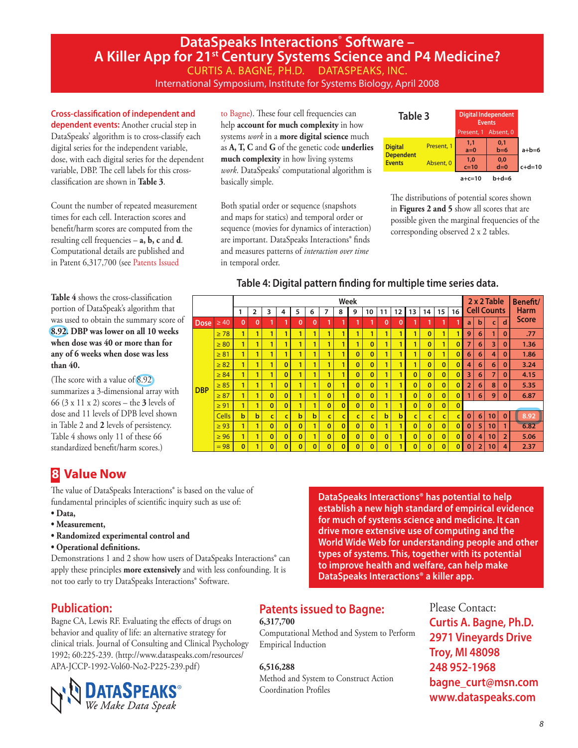# DataSpeaks Interactions® Software – A Killer App for 21st Century Systems Science and P4 Medicine?

CURTIS A. BAGNE, PH.D. DATASPEAKS, INC.

International Symposium, Institute for Systems Biology, April 2008

**Cross-classification of independent and dependent events:** Another crucial step in DataSpeaks' algorithm is to cross-classify each digital series for the independent variable, dose, with each digital series for the dependent variable, DBP. The cell labels for this cross-classification are shown in **Table 3**.

Count the number of repeated measurement times for each cell. Interaction scores and benefit/harm scores are computed from the resulting cell frequencies – **a, b, c** and **d**. Computational details are published and in Patent 6,317,700 (see Patents Issued to Bagne). These four cell frequencies can help **account for much complexity** in how systems *work* in a **more digital science** much as **A, T, C** and **G** of the genetic code **underlies much complexity** in how living systems *work*. DataSpeaks' computational algorithm is basically simple.

Both spatial order or sequence (snapshots and maps for statics) and temporal order or sequence (movies for dynamics of interaction) are important. DataSpeaks Interactions® finds and measures patterns of *interaction over time* in temporal order.

**Table 3**

| | | Digital Independent Events: Present, 1 | Digital Independent Events: Absent, 0 | |
|---|---|---|---|---|
| Digital Dependent Events | Present, 1 | 1,1 a=0 | 0,1 b=6 | a+b=6 |
| | Absent, 0 | 1,0 c=10 | 0,0 d=0 | c+d=10 |
| | | a+c=10 | b+d=6 | |

The distributions of potential scores shown in **Figures 2 and 5** show all scores that are possible given the marginal frequencies of the corresponding observed 2 x 2 tables.

**Table 4** shows the cross-classification portion of DataSpeak's algorithm that was used to obtain the summary score of **8.92. DBP was lower on all 10 weeks when dose was 40 or more than for any of 6 weeks when dose was less than 40.**

(The score with a value of 8.92 summarizes a 3-dimensional array with 66 (3 x 11 x 2) scores – the **3** levels of dose and 11 levels of DPB level shown in Table 2 and **2** levels of persistency. Table 4 shows only 11 of these 66 standardized benefit/harm scores.)

**Table 4: Digital pattern finding for multiple time series data.**

| | | Week 1 | 2 | 3 | 4 | 5 | 6 | 7 | 8 | 9 | 10 | 11 | 12 | 13 | 14 | 15 | 16 | a | b | c | d | Benefit/Harm Score |
|---|---|---|---|---|---|---|---|---|---|---|---|---|---|---|---|---|---|---|---|---|---|---|
| Dose | ≥ 40 | 0 | 0 | 1 | 1 | 0 | 0 | 1 | 1 | 1 | 1 | 0 | 0 | 1 | 1 | 1 | 1 | | | | | |
| DBP | ≥ 78 | 1 | 1 | 1 | 1 | 1 | 1 | 1 | 1 | 1 | 1 | 1 | 1 | 1 | 0 | 1 | 1 | 9 | 6 | 1 | 0 | .77 |
| | ≥ 80 | 1 | 1 | 1 | 1 | 1 | 1 | 1 | 1 | 1 | 0 | 1 | 1 | 1 | 0 | 1 | 0 | 7 | 6 | 3 | 0 | 1.36 |
| | ≥ 81 | 1 | 1 | 1 | 1 | 1 | 1 | 1 | 1 | 0 | 0 | 1 | 1 | 1 | 0 | 1 | 0 | 6 | 6 | 4 | 0 | 1.86 |
| | ≥ 82 | 1 | 1 | 1 | 0 | 1 | 1 | 1 | 1 | 0 | 0 | 1 | 1 | 1 | 0 | 0 | 0 | 4 | 6 | 6 | 0 | 3.24 |
| | ≥ 84 | 1 | 1 | 1 | 0 | 1 | 1 | 1 | 1 | 0 | 0 | 1 | 1 | 0 | 0 | 0 | 0 | 3 | 6 | 7 | 0 | 4.15 |
| | ≥ 85 | 1 | 1 | 1 | 0 | 1 | 1 | 0 | 1 | 0 | 0 | 1 | 1 | 0 | 0 | 0 | 0 | 2 | 6 | 8 | 0 | 5.35 |
| | ≥ 87 | 1 | 1 | 0 | 0 | 1 | 1 | 0 | 1 | 0 | 0 | 1 | 1 | 0 | 0 | 0 | 0 | 1 | 6 | 9 | 0 | 6.87 |
| | ≥ 91 | 1 | 1 | 0 | 0 | 1 | 1 | 0 | 0 | 0 | 0 | 1 | 1 | 0 | 0 | 0 | 0 | | | | | |
| | Cells | b | b | c | c | b | b | c | c | c | c | b | b | c | c | c | c | 0 | 6 | 10 | 0 | 8.92 |
| | ≥ 93 | 1 | 1 | 0 | 0 | 0 | 1 | 0 | 0 | 0 | 0 | 1 | 1 | 0 | 0 | 0 | 0 | 0 | 5 | 10 | 1 | 6.82 |
| | ≥ 96 | 1 | 1 | 0 | 0 | 0 | 1 | 0 | 0 | 0 | 0 | 0 | 1 | 0 | 0 | 0 | 0 | 0 | 4 | 10 | 2 | 5.06 |
| | = 98 | 0 | 1 | 0 | 0 | 0 | 0 | 0 | 0 | 0 | 0 | 0 | 1 | 0 | 0 | 0 | 0 | 0 | 2 | 10 | 4 | 2.37 |

(Columns a, b, c, d: 2 x 2 Table Cell Counts)

## 8 Value Now

The value of DataSpeaks Interactions® is based on the value of fundamental principles of scientific inquiry such as use of:

- **Data,**
- **Measurement,**
- **Randomized experimental control and**
- **Operational definitions.**

Demonstrations 1 and 2 show how users of DataSpeaks Interactions® can apply these principles **more extensively** and with less confounding. It is not too early to try DataSpeaks Interactions® Software.

**DataSpeaks Interactions® has potential to help establish a new high standard of empirical evidence for much of systems science and medicine. It can drive more extensive use of computing and the World Wide Web for understanding people and other types of systems. This, together with its potential to improve health and welfare, can help make DataSpeaks Interactions® a killer app.**

## Publication:

Bagne CA, Lewis RF. Evaluating the effects of drugs on behavior and quality of life: an alternative strategy for clinical trials. Journal of Consulting and Clinical Psychology 1992; 60:225-239. (http://www.dataspeaks.com/resources/APA-JCCP-1992-Vol60-No2-P225-239.pdf)

DATASPEAKS® We Make Data Speak

## Patents issued to Bagne:

**6,317,700**
Computational Method and System to Perform Empirical Induction

**6,516,288**
Method and System to Construct Action Coordination Profiles

Please Contact:

**Curtis A. Bagne, Ph.D.**
**2971 Vineyards Drive**
**Troy, MI 48098**
**248 952-1968**
**bagne_curt@msn.com**
**www.dataspeaks.com**